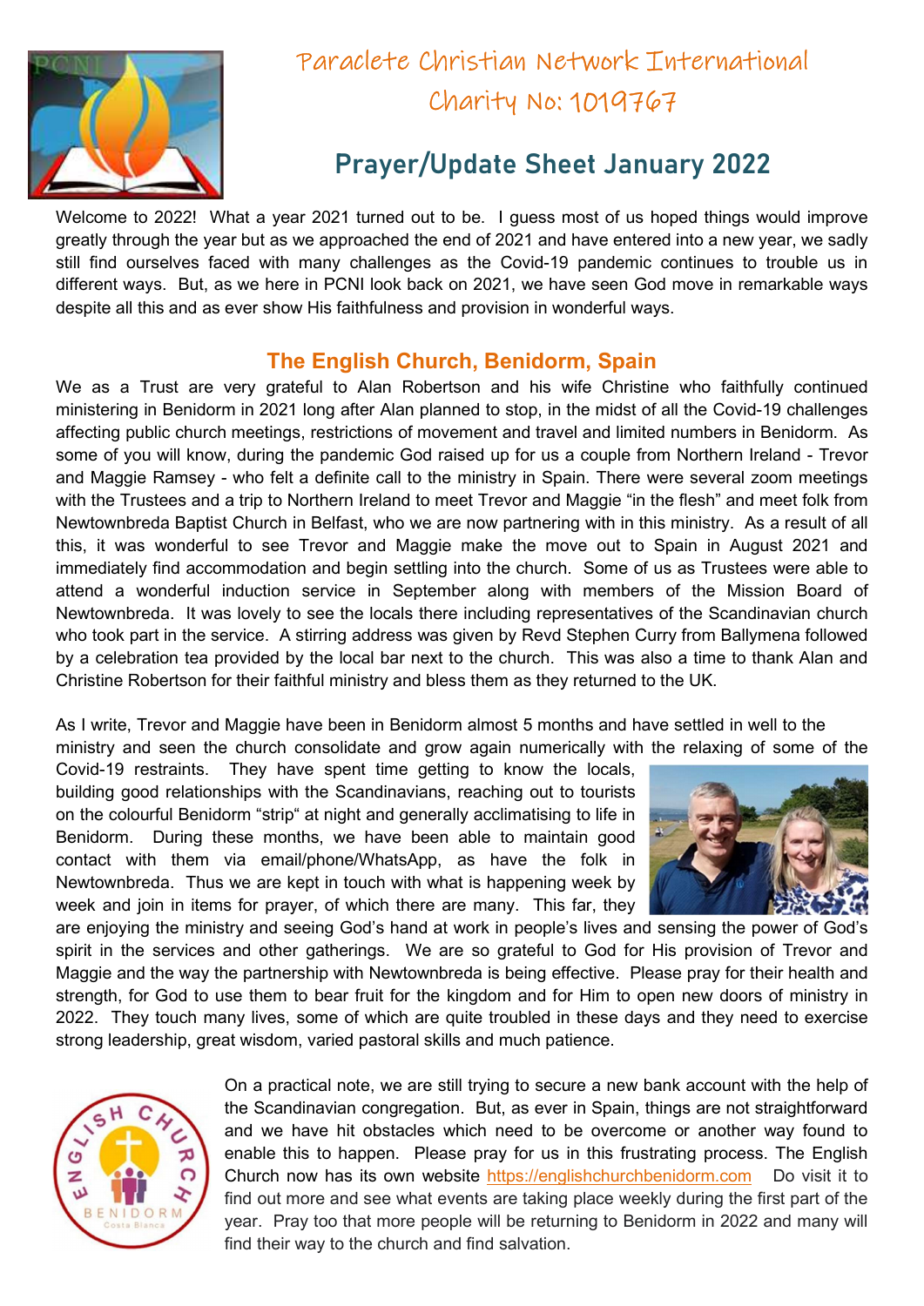# Paraclete Christian Network International

Charity No: 1019767

## Prayer/Update Sheet January 2022

Welcome to 2022! What a year 2021 turned out to be. I guess most of us hoped things would improve greatly through the year but as we approached the end of 2021 and have entered into a new year, we sadly still find ourselves faced with many challenges as the Covid-19 pandemic continues to trouble us in different ways. But, as we here in PCNI look back on 2021, we have seen God move in remarkable ways despite all this and as ever show His faithfulness and provision in wonderful ways.

### The English Church, Benidorm, Spain

We as a Trust are very grateful to Alan Robertson and his wife Christine who faithfully continued ministering in Benidorm in 2021 long after Alan planned to stop, in the midst of all the Covid-19 challenges affecting public church meetings, restrictions of movement and travel and limited numbers in Benidorm. As some of you will know, during the pandemic God raised up for us a couple from Northern Ireland - Trevor and Maggie Ramsey - who felt a definite call to the ministry in Spain. There were several zoom meetings with the Trustees and a trip to Northern Ireland to meet Trevor and Maggie "in the flesh" and meet folk from Newtownbreda Baptist Church in Belfast, who we are now partnering with in this ministry. As a result of all this, it was wonderful to see Trevor and Maggie make the move out to Spain in August 2021 and immediately find accommodation and begin settling into the church. Some of us as Trustees were able to attend a wonderful induction service in September along with members of the Mission Board of Newtownbreda. It was lovely to see the locals there including representatives of the Scandinavian church who took part in the service. A stirring address was given by Revd Stephen Curry from Ballymena followed by a celebration tea provided by the local bar next to the church. This was also a time to thank Alan and Christine Robertson for their faithful ministry and bless them as they returned to the UK.

As I write, Trevor and Maggie have been in Benidorm almost 5 months and have settled in well to the ministry and seen the church consolidate and grow again numerically with the relaxing of some of the Covid-19 restraints. They have spent time getting to know the locals, building good relationships with the Scandinavians, reaching out to tourists on the colourful Benidorm "strip" at night and generally acclimatising to life in Benidorm. During these months, we have been able to maintain good contact with them via email/phone/WhatsApp, as have the folk in Newtownbreda. Thus we are kept in touch with what is happening week by week and join in items for prayer, of which there are many. This far, they are enjoying the ministry and seeing God's hand at work in people's lives and sensing the power of God's spirit in the services and other gatherings. We are so grateful to God for His provision of Trevor and Maggie and the way the partnership with Newtownbreda is being effective. Please pray for their health and strength, for God to use them to bear fruit for the kingdom and for Him to open new doors of ministry in 2022. They touch many lives, some of which are quite troubled in these days and they need to exercise strong leadership, great wisdom, varied pastoral skills and much patience.

On a practical note, we are still trying to secure a new bank account with the help of the Scandinavian congregation. But, as ever in Spain, things are not straightforward and we have hit obstacles which need to be overcome or another way found to enable this to happen. Please pray for us in this frustrating process. The English Church now has its own website https://englishchurchbenidorm.com Do visit it to find out more and see what events are taking place weekly during the first part of the year. Pray too that more people will be returning to Benidorm in 2022 and many will find their way to the church and find salvation.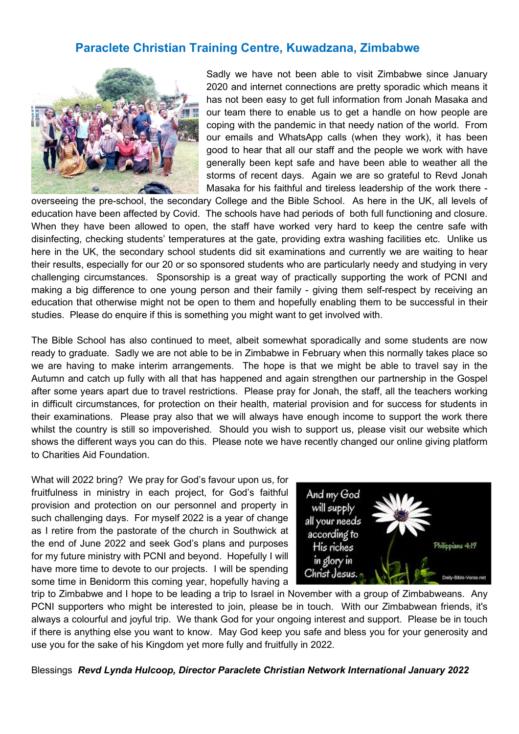## Paraclete Christian Training Centre, Kuwadzana, Zimbabwe

Sadly we have not been able to visit Zimbabwe since January 2020 and internet connections are pretty sporadic which means it has not been easy to get full information from Jonah Masaka and our team there to enable us to get a handle on how people are coping with the pandemic in that needy nation of the world. From our emails and WhatsApp calls (when they work), it has been good to hear that all our staff and the people we work with have generally been kept safe and have been able to weather all the storms of recent days. Again we are so grateful to Revd Jonah Masaka for his faithful and tireless leadership of the work there - overseeing the pre-school, the secondary College and the Bible School. As here in the UK, all levels of education have been affected by Covid. The schools have had periods of both full functioning and closure. When they have been allowed to open, the staff have worked very hard to keep the centre safe with disinfecting, checking students' temperatures at the gate, providing extra washing facilities etc. Unlike us here in the UK, the secondary school students did sit examinations and currently we are waiting to hear their results, especially for our 20 or so sponsored students who are particularly needy and studying in very challenging circumstances. Sponsorship is a great way of practically supporting the work of PCNI and making a big difference to one young person and their family - giving them self-respect by receiving an education that otherwise might not be open to them and hopefully enabling them to be successful in their studies. Please do enquire if this is something you might want to get involved with.

The Bible School has also continued to meet, albeit somewhat sporadically and some students are now ready to graduate. Sadly we are not able to be in Zimbabwe in February when this normally takes place so we are having to make interim arrangements. The hope is that we might be able to travel say in the Autumn and catch up fully with all that has happened and again strengthen our partnership in the Gospel after some years apart due to travel restrictions. Please pray for Jonah, the staff, all the teachers working in difficult circumstances, for protection on their health, material provision and for success for students in their examinations. Please pray also that we will always have enough income to support the work there whilst the country is still so impoverished. Should you wish to support us, please visit our website which shows the different ways you can do this. Please note we have recently changed our online giving platform to Charities Aid Foundation.

What will 2022 bring? We pray for God's favour upon us, for fruitfulness in ministry in each project, for God's faithful provision and protection on our personnel and property in such challenging days. For myself 2022 is a year of change as I retire from the pastorate of the church in Southwick at the end of June 2022 and seek God's plans and purposes for my future ministry with PCNI and beyond. Hopefully I will have more time to devote to our projects. I will be spending some time in Benidorm this coming year, hopefully having a trip to Zimbabwe and I hope to be leading a trip to Israel in November with a group of Zimbabweans. Any PCNI supporters who might be interested to join, please be in touch. With our Zimbabwean friends, it's always a colourful and joyful trip. We thank God for your ongoing interest and support. Please be in touch if there is anything else you want to know. May God keep you safe and bless you for your generosity and use you for the sake of his Kingdom yet more fully and fruitfully in 2022.

And my God will supply all your needs according to His riches in glory in Christ Jesus.
Philippians 4:19
Daily-Bible-Verse.net

Blessings ***Revd Lynda Hulcoop, Director Paraclete Christian Network International January 2022***